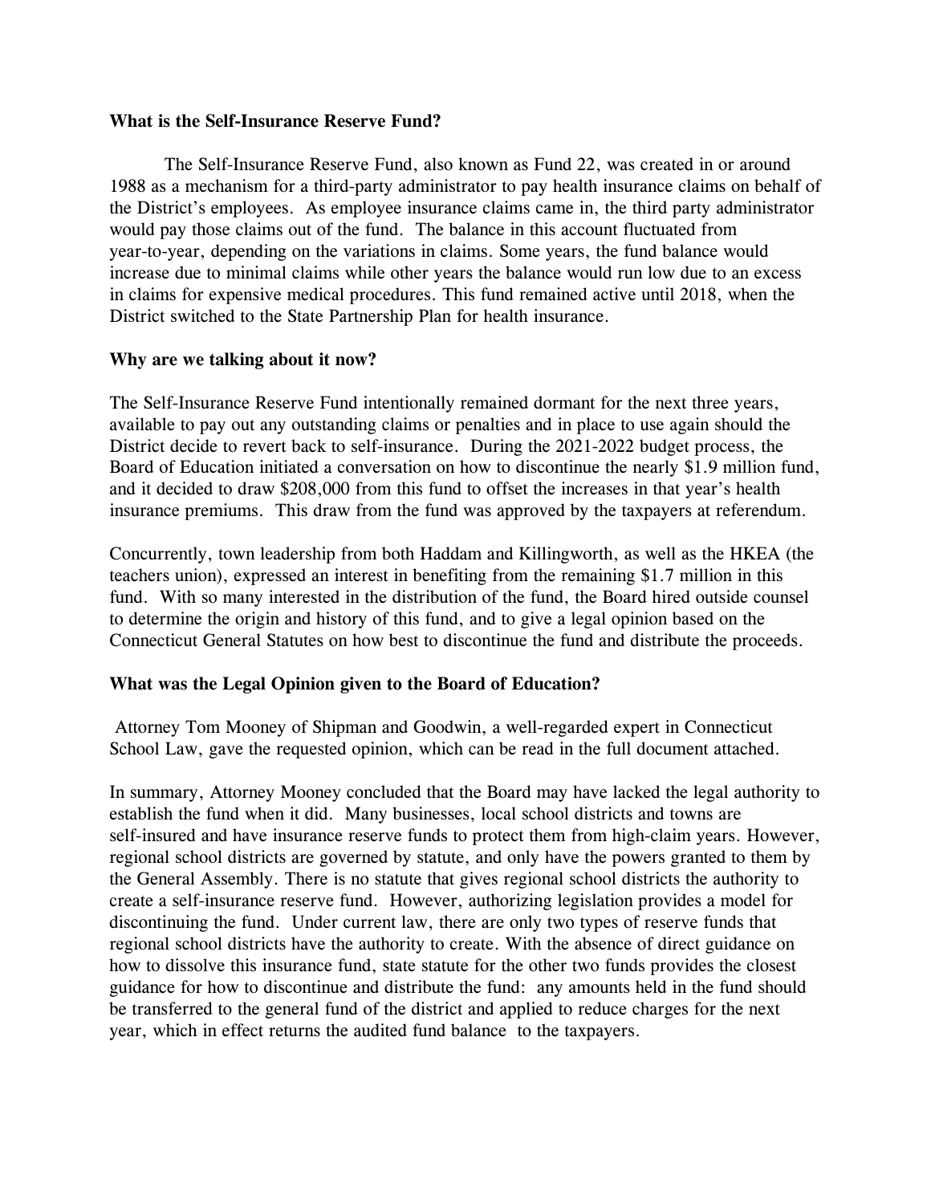**What is the Self-Insurance Reserve Fund?**

The Self-Insurance Reserve Fund, also known as Fund 22, was created in or around 1988 as a mechanism for a third-party administrator to pay health insurance claims on behalf of the District's employees. As employee insurance claims came in, the third party administrator would pay those claims out of the fund. The balance in this account fluctuated from year-to-year, depending on the variations in claims. Some years, the fund balance would increase due to minimal claims while other years the balance would run low due to an excess in claims for expensive medical procedures. This fund remained active until 2018, when the District switched to the State Partnership Plan for health insurance.

**Why are we talking about it now?**

The Self-Insurance Reserve Fund intentionally remained dormant for the next three years, available to pay out any outstanding claims or penalties and in place to use again should the District decide to revert back to self-insurance. During the 2021-2022 budget process, the Board of Education initiated a conversation on how to discontinue the nearly $1.9 million fund, and it decided to draw $208,000 from this fund to offset the increases in that year's health insurance premiums. This draw from the fund was approved by the taxpayers at referendum.

Concurrently, town leadership from both Haddam and Killingworth, as well as the HKEA (the teachers union), expressed an interest in benefiting from the remaining $1.7 million in this fund. With so many interested in the distribution of the fund, the Board hired outside counsel to determine the origin and history of this fund, and to give a legal opinion based on the Connecticut General Statutes on how best to discontinue the fund and distribute the proceeds.

**What was the Legal Opinion given to the Board of Education?**

Attorney Tom Mooney of Shipman and Goodwin, a well-regarded expert in Connecticut School Law, gave the requested opinion, which can be read in the full document attached.

In summary, Attorney Mooney concluded that the Board may have lacked the legal authority to establish the fund when it did. Many businesses, local school districts and towns are self-insured and have insurance reserve funds to protect them from high-claim years. However, regional school districts are governed by statute, and only have the powers granted to them by the General Assembly. There is no statute that gives regional school districts the authority to create a self-insurance reserve fund. However, authorizing legislation provides a model for discontinuing the fund. Under current law, there are only two types of reserve funds that regional school districts have the authority to create. With the absence of direct guidance on how to dissolve this insurance fund, state statute for the other two funds provides the closest guidance for how to discontinue and distribute the fund: any amounts held in the fund should be transferred to the general fund of the district and applied to reduce charges for the next year, which in effect returns the audited fund balance to the taxpayers.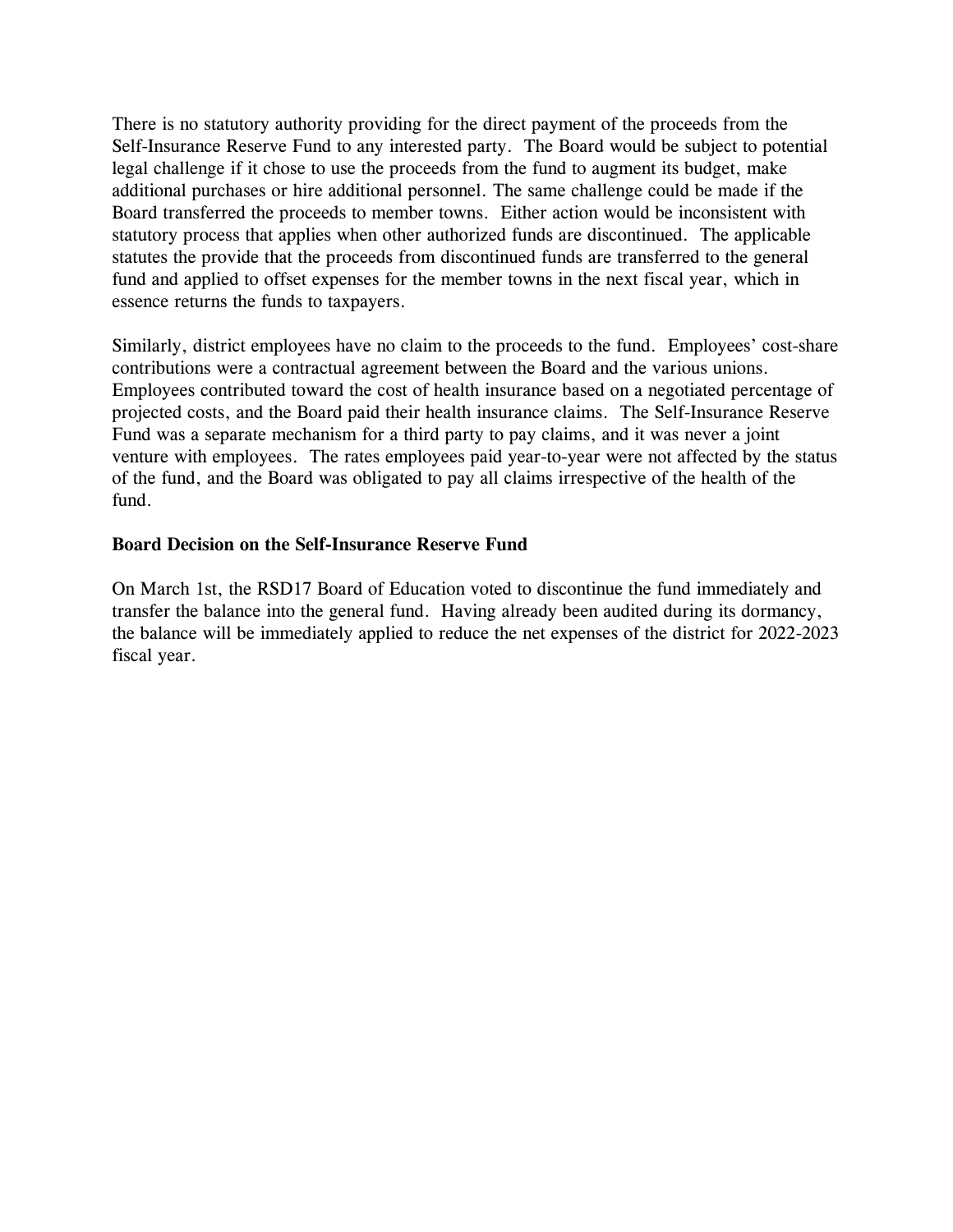There is no statutory authority providing for the direct payment of the proceeds from the Self-Insurance Reserve Fund to any interested party. The Board would be subject to potential legal challenge if it chose to use the proceeds from the fund to augment its budget, make additional purchases or hire additional personnel. The same challenge could be made if the Board transferred the proceeds to member towns. Either action would be inconsistent with statutory process that applies when other authorized funds are discontinued. The applicable statutes the provide that the proceeds from discontinued funds are transferred to the general fund and applied to offset expenses for the member towns in the next fiscal year, which in essence returns the funds to taxpayers.

Similarly, district employees have no claim to the proceeds to the fund. Employees' cost-share contributions were a contractual agreement between the Board and the various unions. Employees contributed toward the cost of health insurance based on a negotiated percentage of projected costs, and the Board paid their health insurance claims. The Self-Insurance Reserve Fund was a separate mechanism for a third party to pay claims, and it was never a joint venture with employees. The rates employees paid year-to-year were not affected by the status of the fund, and the Board was obligated to pay all claims irrespective of the health of the fund.

**Board Decision on the Self-Insurance Reserve Fund**

On March 1st, the RSD17 Board of Education voted to discontinue the fund immediately and transfer the balance into the general fund. Having already been audited during its dormancy, the balance will be immediately applied to reduce the net expenses of the district for 2022-2023 fiscal year.